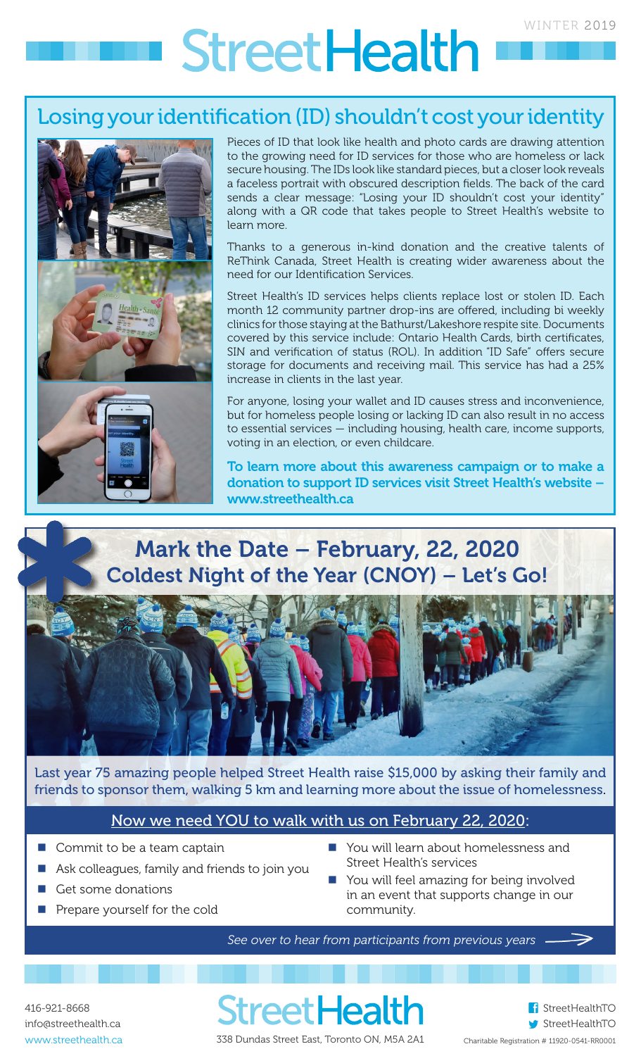# StreetHealth

WINTER 2019

## Losing your identification (ID) shouldn't cost your identity

Pieces of ID that look like health and photo cards are drawing attention to the growing need for ID services for those who are homeless or lack secure housing. The IDs look like standard pieces, but a closer look reveals a faceless portrait with obscured description fields. The back of the card sends a clear message: "Losing your ID shouldn't cost your identity" along with a QR code that takes people to Street Health's website to learn more.

Thanks to a generous in-kind donation and the creative talents of ReThink Canada, Street Health is creating wider awareness about the need for our Identification Services.

Street Health's ID services helps clients replace lost or stolen ID. Each month 12 community partner drop-ins are offered, including bi weekly clinics for those staying at the Bathurst/Lakeshore respite site. Documents covered by this service include: Ontario Health Cards, birth certificates, SIN and verification of status (ROL). In addition "ID Safe" offers secure storage for documents and receiving mail. This service has had a 25% increase in clients in the last year.

For anyone, losing your wallet and ID causes stress and inconvenience, but for homeless people losing or lacking ID can also result in no access to essential services — including housing, health care, income supports, voting in an election, or even childcare.

**To learn more about this awareness campaign or to make a donation to support ID services visit Street Health's website – www.streethealth.ca**

## Mark the Date – February, 22, 2020
## Coldest Night of the Year (CNOY) – Let's Go!

Last year 75 amazing people helped Street Health raise $15,000 by asking their family and friends to sponsor them, walking 5 km and learning more about the issue of homelessness.

### Now we need YOU to walk with us on February 22, 2020:

- Commit to be a team captain
- Ask colleagues, family and friends to join you
- Get some donations
- Prepare yourself for the cold
- You will learn about homelessness and Street Health's services
- You will feel amazing for being involved in an event that supports change in our community.

*See over to hear from participants from previous years*

416-921-8668
info@streethealth.ca
www.streethealth.ca

StreetHealth
338 Dundas Street East, Toronto ON, M5A 2A1

StreetHealthTO
StreetHealthTO
Charitable Registration # 11920-0541-RR0001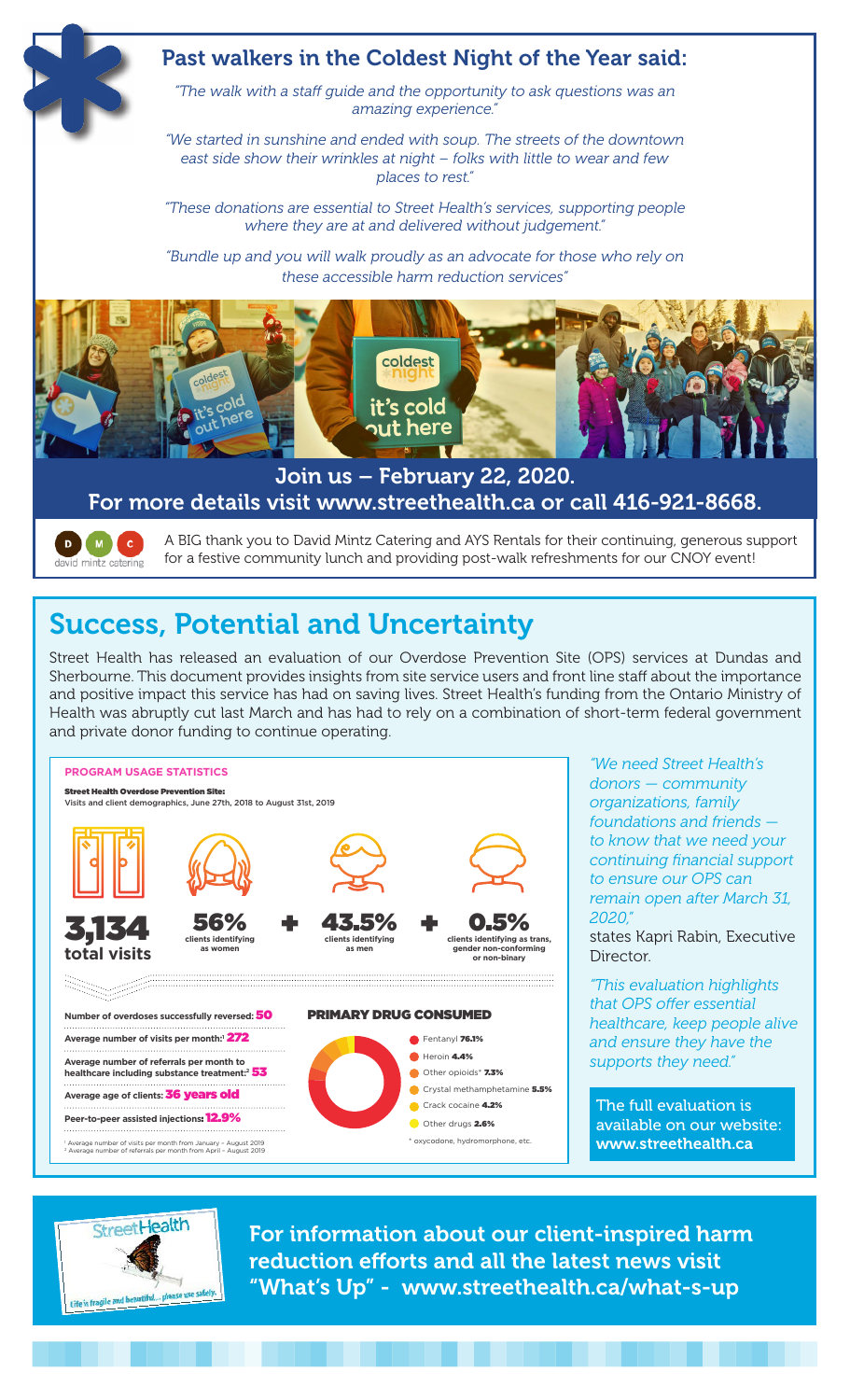## Past walkers in the Coldest Night of the Year said:

*"The walk with a staff guide and the opportunity to ask questions was an amazing experience."*

*"We started in sunshine and ended with soup. The streets of the downtown east side show their wrinkles at night – folks with little to wear and few places to rest."*

*"These donations are essential to Street Health's services, supporting people where they are at and delivered without judgement."*

*"Bundle up and you will walk proudly as an advocate for those who rely on these accessible harm reduction services"*

**Join us – February 22, 2020.**
**For more details visit www.streethealth.ca or call 416-921-8668.**

A BIG thank you to David Mintz Catering and AYS Rentals for their continuing, generous support for a festive community lunch and providing post-walk refreshments for our CNOY event!

# Success, Potential and Uncertainty

Street Health has released an evaluation of our Overdose Prevention Site (OPS) services at Dundas and Sherbourne. This document provides insights from site service users and front line staff about the importance and positive impact this service has had on saving lives. Street Health's funding from the Ontario Ministry of Health was abruptly cut last March and has had to rely on a combination of short-term federal government and private donor funding to continue operating.

**PROGRAM USAGE STATISTICS**

**Street Health Overdose Prevention Site:**
Visits and client demographics, June 27th, 2018 to August 31st, 2019

**3,134** total visits

**56%** clients identifying as women + **43.5%** clients identifying as men + **0.5%** clients identifying as trans, gender non-conforming or non-binary

Number of overdoses successfully reversed: **50**

Average number of visits per month:[1] **272**

Average number of referrals per month to healthcare including substance treatment:[2] **53**

Average age of clients: **36 years old**

Peer-to-peer assisted injections: **12.9%**

[1] Average number of visits per month from January – August 2019
[2] Average number of referrals per month from April – August 2019

**PRIMARY DRUG CONSUMED**

Fentanyl 76.1%
Heroin 4.4%
Other opioids* 7.3%
Crystal methamphetamine 5.5%
Crack cocaine 4.2%
Other drugs 2.6%

\* oxycodone, hydromorphone, etc.

*"We need Street Health's donors — community organizations, family foundations and friends — to know that we need your continuing financial support to ensure our OPS can remain open after March 31, 2020,"* states Kapri Rabin, Executive Director.

*"This evaluation highlights that OPS offer essential healthcare, keep people alive and ensure they have the supports they need."*

The full evaluation is available on our website: **www.streethealth.ca**

StreetHealth — Life is fragile and beautiful... please use safely.

**For information about our client-inspired harm reduction efforts and all the latest news visit "What's Up" - www.streethealth.ca/what-s-up**